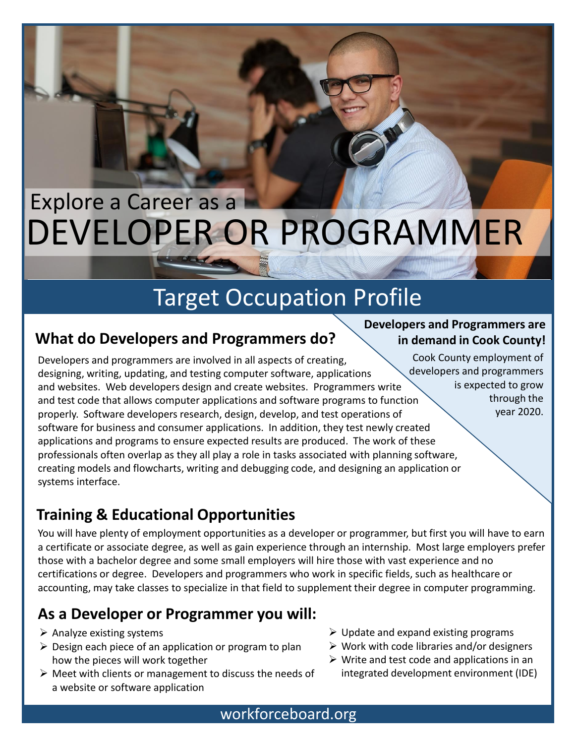Explore a Career as a

# DEVELOPER OR PROGRAMMER

## Target Occupation Profile

### What do Developers and Programmers do?

Developers and programmers are involved in all aspects of creating, designing, writing, updating, and testing computer software, applications and websites. Web developers design and create websites. Programmers write and test code that allows computer applications and software programs to function properly. Software developers research, design, develop, and test operations of software for business and consumer applications. In addition, they test newly created applications and programs to ensure expected results are produced. The work of these professionals often overlap as they all play a role in tasks associated with planning software, creating models and flowcharts, writing and debugging code, and designing an application or systems interface.

**Developers and Programmers are in demand in Cook County!**

Cook County employment of developers and programmers is expected to grow through the year 2020.

### Training & Educational Opportunities

You will have plenty of employment opportunities as a developer or programmer, but first you will have to earn a certificate or associate degree, as well as gain experience through an internship. Most large employers prefer those with a bachelor degree and some small employers will hire those with vast experience and no certifications or degree. Developers and programmers who work in specific fields, such as healthcare or accounting, may take classes to specialize in that field to supplement their degree in computer programming.

### As a Developer or Programmer you will:

- Analyze existing systems
- Design each piece of an application or program to plan how the pieces will work together
- Meet with clients or management to discuss the needs of a website or software application
- Update and expand existing programs
- Work with code libraries and/or designers
- Write and test code and applications in an integrated development environment (IDE)

workforceboard.org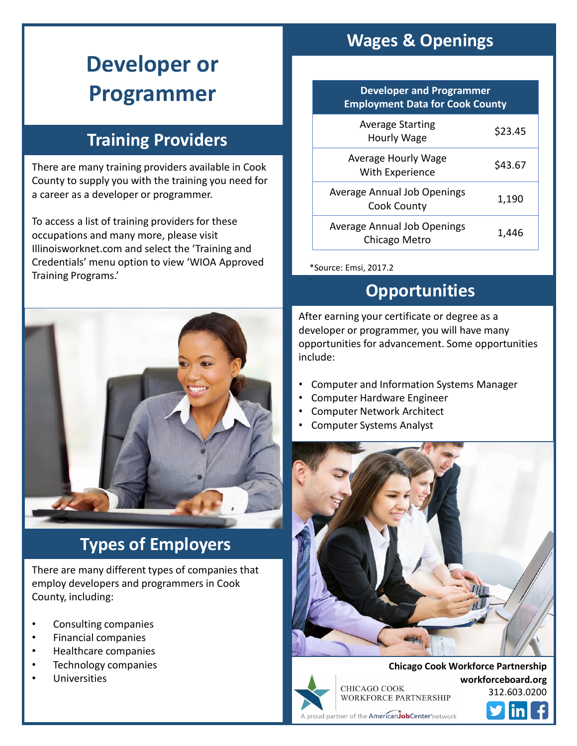# Developer or Programmer

## Training Providers

There are many training providers available in Cook County to supply you with the training you need for a career as a developer or programmer.

To access a list of training providers for these occupations and many more, please visit Illinoisworknet.com and select the 'Training and Credentials' menu option to view 'WIOA Approved Training Programs.'

## Types of Employers

There are many different types of companies that employ developers and programmers in Cook County, including:

- Consulting companies
- Financial companies
- Healthcare companies
- Technology companies
- Universities

## Wages & Openings

| Developer and Programmer Employment Data for Cook County | |
|---|---|
| Average Starting Hourly Wage | $23.45 |
| Average Hourly Wage With Experience | $43.67 |
| Average Annual Job Openings Cook County | 1,190 |
| Average Annual Job Openings Chicago Metro | 1,446 |

*Source: Emsi, 2017.2

## Opportunities

After earning your certificate or degree as a developer or programmer, you will have many opportunities for advancement. Some opportunities include:

- Computer and Information Systems Manager
- Computer Hardware Engineer
- Computer Network Architect
- Computer Systems Analyst

**Chicago Cook Workforce Partnership**
**workforceboard.org**
312.603.0200

CHICAGO COOK WORKFORCE PARTNERSHIP

A proud partner of the AmericanJobCenter network